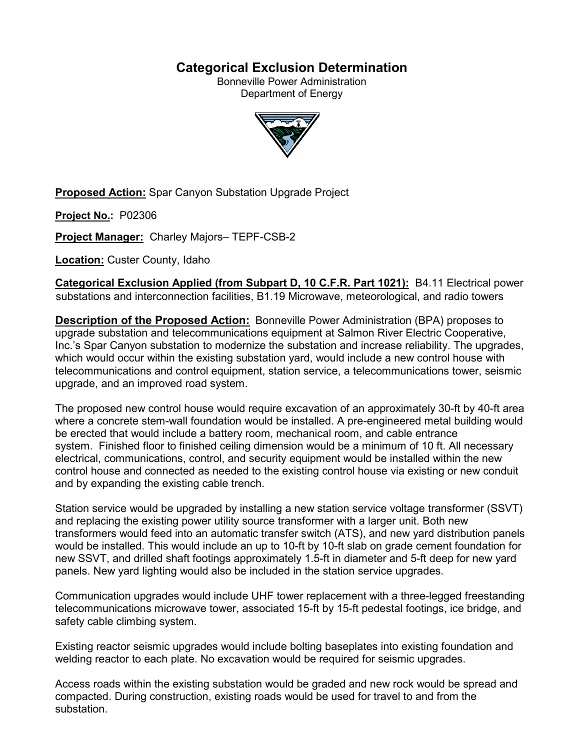# Categorical Exclusion Determination

Bonneville Power Administration
Department of Energy

**Proposed Action:** Spar Canyon Substation Upgrade Project

**Project No.:** P02306

**Project Manager:** Charley Majors– TEPF-CSB-2

**Location:** Custer County, Idaho

**Categorical Exclusion Applied (from Subpart D, 10 C.F.R. Part 1021):** B4.11 Electrical power substations and interconnection facilities, B1.19 Microwave, meteorological, and radio towers

**Description of the Proposed Action:** Bonneville Power Administration (BPA) proposes to upgrade substation and telecommunications equipment at Salmon River Electric Cooperative, Inc.'s Spar Canyon substation to modernize the substation and increase reliability. The upgrades, which would occur within the existing substation yard, would include a new control house with telecommunications and control equipment, station service, a telecommunications tower, seismic upgrade, and an improved road system.

The proposed new control house would require excavation of an approximately 30-ft by 40-ft area where a concrete stem-wall foundation would be installed. A pre-engineered metal building would be erected that would include a battery room, mechanical room, and cable entrance system. Finished floor to finished ceiling dimension would be a minimum of 10 ft. All necessary electrical, communications, control, and security equipment would be installed within the new control house and connected as needed to the existing control house via existing or new conduit and by expanding the existing cable trench.

Station service would be upgraded by installing a new station service voltage transformer (SSVT) and replacing the existing power utility source transformer with a larger unit. Both new transformers would feed into an automatic transfer switch (ATS), and new yard distribution panels would be installed. This would include an up to 10-ft by 10-ft slab on grade cement foundation for new SSVT, and drilled shaft footings approximately 1.5-ft in diameter and 5-ft deep for new yard panels. New yard lighting would also be included in the station service upgrades.

Communication upgrades would include UHF tower replacement with a three-legged freestanding telecommunications microwave tower, associated 15-ft by 15-ft pedestal footings, ice bridge, and safety cable climbing system.

Existing reactor seismic upgrades would include bolting baseplates into existing foundation and welding reactor to each plate. No excavation would be required for seismic upgrades.

Access roads within the existing substation would be graded and new rock would be spread and compacted. During construction, existing roads would be used for travel to and from the substation.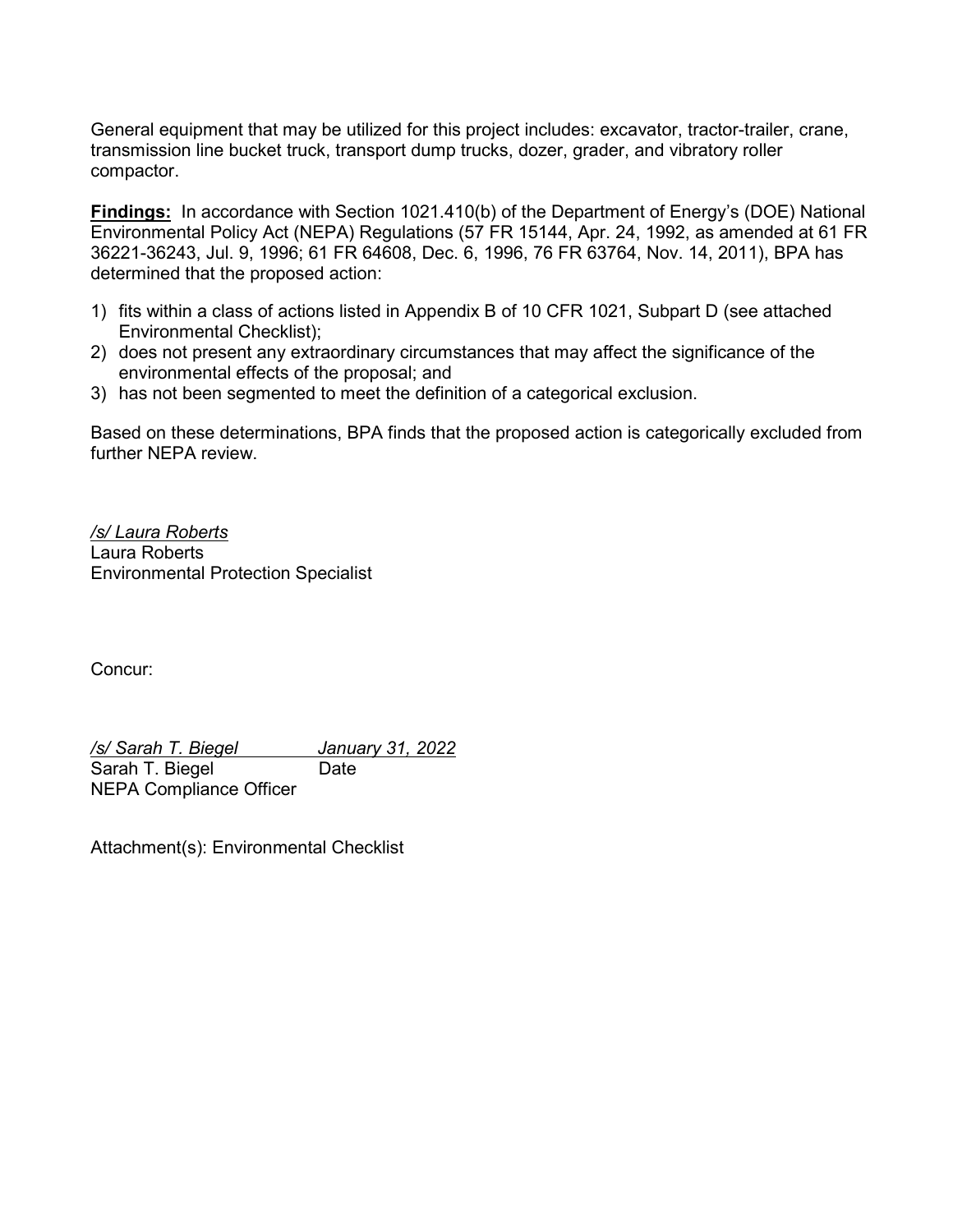General equipment that may be utilized for this project includes: excavator, tractor-trailer, crane, transmission line bucket truck, transport dump trucks, dozer, grader, and vibratory roller compactor.

**Findings:** In accordance with Section 1021.410(b) of the Department of Energy's (DOE) National Environmental Policy Act (NEPA) Regulations (57 FR 15144, Apr. 24, 1992, as amended at 61 FR 36221-36243, Jul. 9, 1996; 61 FR 64608, Dec. 6, 1996, 76 FR 63764, Nov. 14, 2011), BPA has determined that the proposed action:

1) fits within a class of actions listed in Appendix B of 10 CFR 1021, Subpart D (see attached Environmental Checklist);
2) does not present any extraordinary circumstances that may affect the significance of the environmental effects of the proposal; and
3) has not been segmented to meet the definition of a categorical exclusion.

Based on these determinations, BPA finds that the proposed action is categorically excluded from further NEPA review.

*/s/ Laura Roberts*
Laura Roberts
Environmental Protection Specialist

Concur:

*/s/ Sarah T. Biegel* *January 31, 2022*
Sarah T. Biegel Date
NEPA Compliance Officer

Attachment(s): Environmental Checklist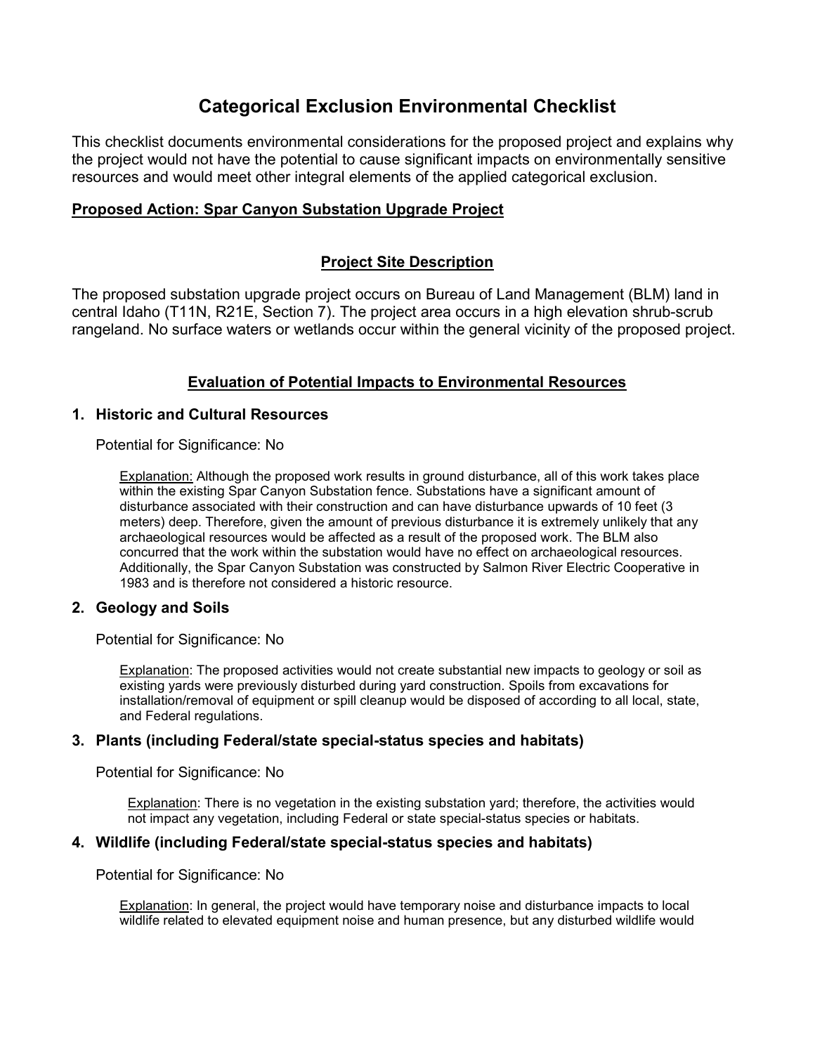# Categorical Exclusion Environmental Checklist

This checklist documents environmental considerations for the proposed project and explains why the project would not have the potential to cause significant impacts on environmentally sensitive resources and would meet other integral elements of the applied categorical exclusion.

**Proposed Action: Spar Canyon Substation Upgrade Project**

## Project Site Description

The proposed substation upgrade project occurs on Bureau of Land Management (BLM) land in central Idaho (T11N, R21E, Section 7). The project area occurs in a high elevation shrub-scrub rangeland. No surface waters or wetlands occur within the general vicinity of the proposed project.

## Evaluation of Potential Impacts to Environmental Resources

### 1. Historic and Cultural Resources

Potential for Significance: No

Explanation: Although the proposed work results in ground disturbance, all of this work takes place within the existing Spar Canyon Substation fence. Substations have a significant amount of disturbance associated with their construction and can have disturbance upwards of 10 feet (3 meters) deep. Therefore, given the amount of previous disturbance it is extremely unlikely that any archaeological resources would be affected as a result of the proposed work. The BLM also concurred that the work within the substation would have no effect on archaeological resources. Additionally, the Spar Canyon Substation was constructed by Salmon River Electric Cooperative in 1983 and is therefore not considered a historic resource.

### 2. Geology and Soils

Potential for Significance: No

Explanation: The proposed activities would not create substantial new impacts to geology or soil as existing yards were previously disturbed during yard construction. Spoils from excavations for installation/removal of equipment or spill cleanup would be disposed of according to all local, state, and Federal regulations.

### 3. Plants (including Federal/state special-status species and habitats)

Potential for Significance: No

Explanation: There is no vegetation in the existing substation yard; therefore, the activities would not impact any vegetation, including Federal or state special-status species or habitats.

### 4. Wildlife (including Federal/state special-status species and habitats)

Potential for Significance: No

Explanation: In general, the project would have temporary noise and disturbance impacts to local wildlife related to elevated equipment noise and human presence, but any disturbed wildlife would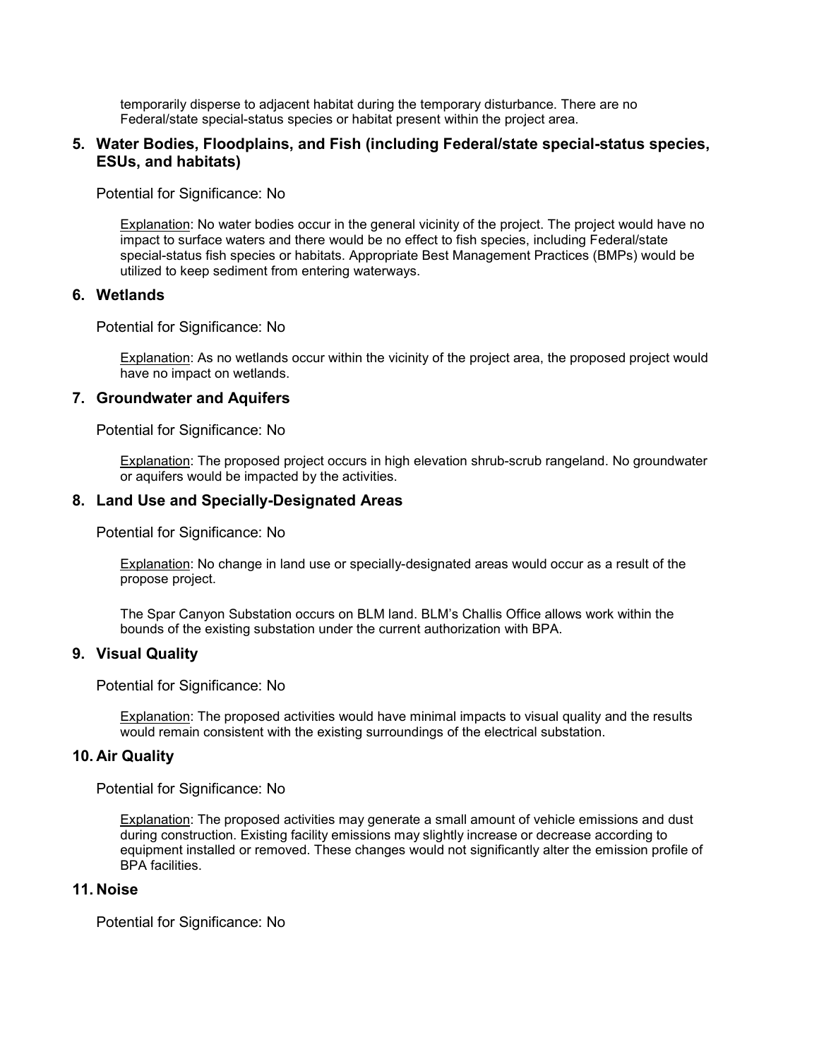temporarily disperse to adjacent habitat during the temporary disturbance. There are no Federal/state special-status species or habitat present within the project area.

### 5. Water Bodies, Floodplains, and Fish (including Federal/state special-status species, ESUs, and habitats)

Potential for Significance: No

Explanation: No water bodies occur in the general vicinity of the project. The project would have no impact to surface waters and there would be no effect to fish species, including Federal/state special-status fish species or habitats. Appropriate Best Management Practices (BMPs) would be utilized to keep sediment from entering waterways.

### 6. Wetlands

Potential for Significance: No

Explanation: As no wetlands occur within the vicinity of the project area, the proposed project would have no impact on wetlands.

### 7. Groundwater and Aquifers

Potential for Significance: No

Explanation: The proposed project occurs in high elevation shrub-scrub rangeland. No groundwater or aquifers would be impacted by the activities.

### 8. Land Use and Specially-Designated Areas

Potential for Significance: No

Explanation: No change in land use or specially-designated areas would occur as a result of the propose project.

The Spar Canyon Substation occurs on BLM land. BLM's Challis Office allows work within the bounds of the existing substation under the current authorization with BPA.

### 9. Visual Quality

Potential for Significance: No

Explanation: The proposed activities would have minimal impacts to visual quality and the results would remain consistent with the existing surroundings of the electrical substation.

### 10. Air Quality

Potential for Significance: No

Explanation: The proposed activities may generate a small amount of vehicle emissions and dust during construction. Existing facility emissions may slightly increase or decrease according to equipment installed or removed. These changes would not significantly alter the emission profile of BPA facilities.

### 11. Noise

Potential for Significance: No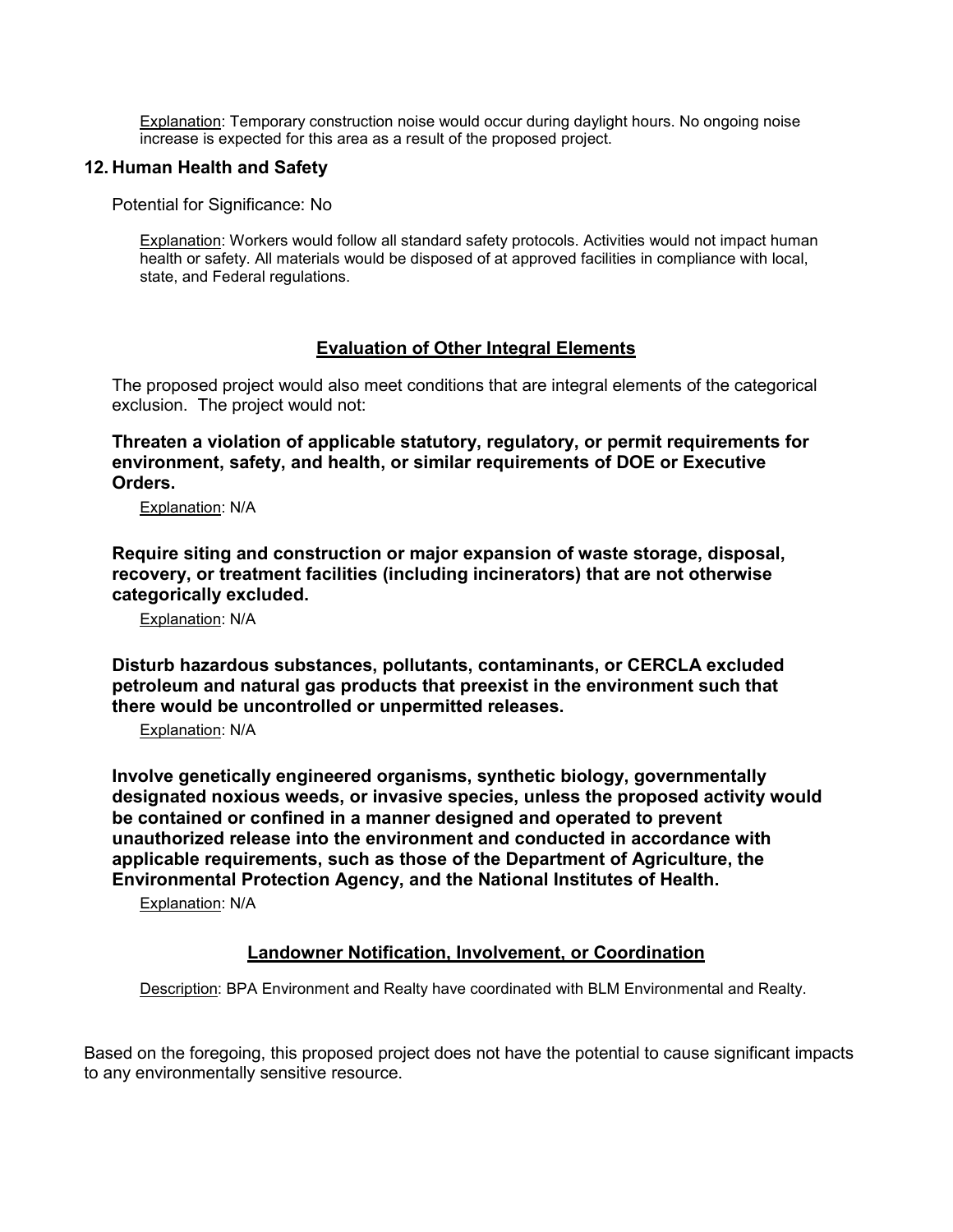Explanation: Temporary construction noise would occur during daylight hours. No ongoing noise increase is expected for this area as a result of the proposed project.

## 12. Human Health and Safety

Potential for Significance: No

Explanation: Workers would follow all standard safety protocols. Activities would not impact human health or safety. All materials would be disposed of at approved facilities in compliance with local, state, and Federal regulations.

## Evaluation of Other Integral Elements

The proposed project would also meet conditions that are integral elements of the categorical exclusion. The project would not:

**Threaten a violation of applicable statutory, regulatory, or permit requirements for environment, safety, and health, or similar requirements of DOE or Executive Orders.**

Explanation: N/A

**Require siting and construction or major expansion of waste storage, disposal, recovery, or treatment facilities (including incinerators) that are not otherwise categorically excluded.**

Explanation: N/A

**Disturb hazardous substances, pollutants, contaminants, or CERCLA excluded petroleum and natural gas products that preexist in the environment such that there would be uncontrolled or unpermitted releases.**

Explanation: N/A

**Involve genetically engineered organisms, synthetic biology, governmentally designated noxious weeds, or invasive species, unless the proposed activity would be contained or confined in a manner designed and operated to prevent unauthorized release into the environment and conducted in accordance with applicable requirements, such as those of the Department of Agriculture, the Environmental Protection Agency, and the National Institutes of Health.**

Explanation: N/A

## Landowner Notification, Involvement, or Coordination

Description: BPA Environment and Realty have coordinated with BLM Environmental and Realty.

Based on the foregoing, this proposed project does not have the potential to cause significant impacts to any environmentally sensitive resource.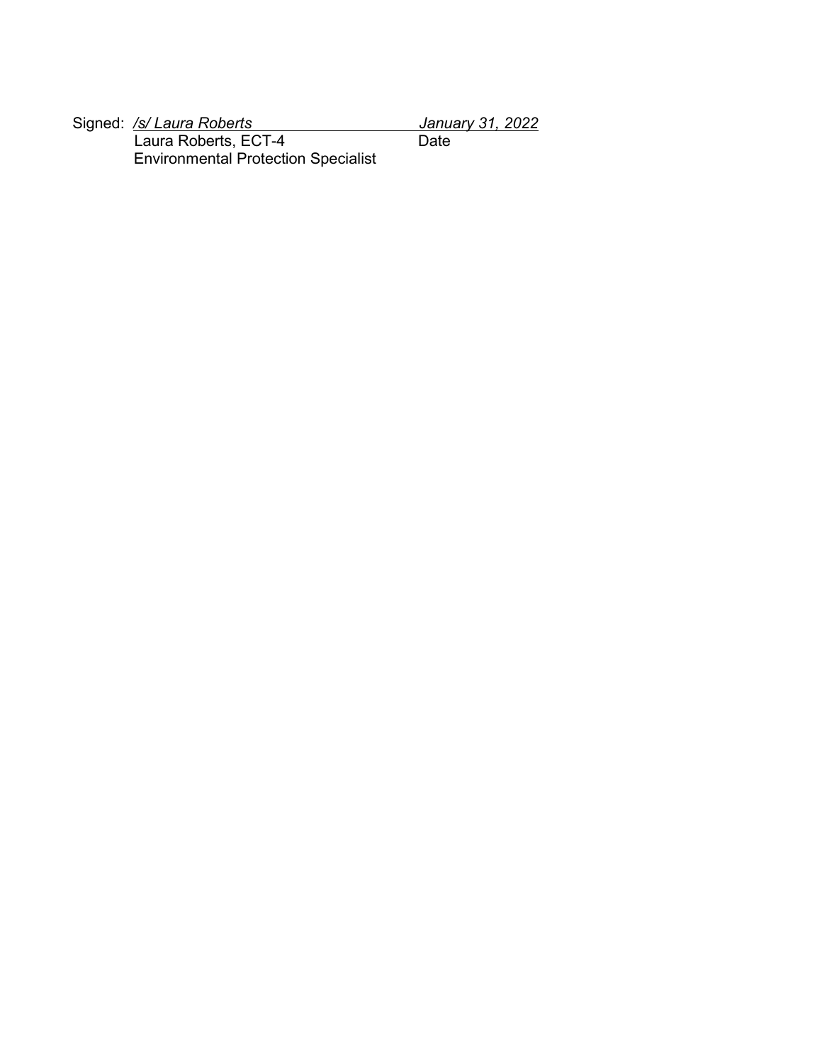Signed: *<u>/s/ Laura Roberts</u>* *<u>January 31, 2022</u>*

Laura Roberts, ECT-4 Date

Environmental Protection Specialist